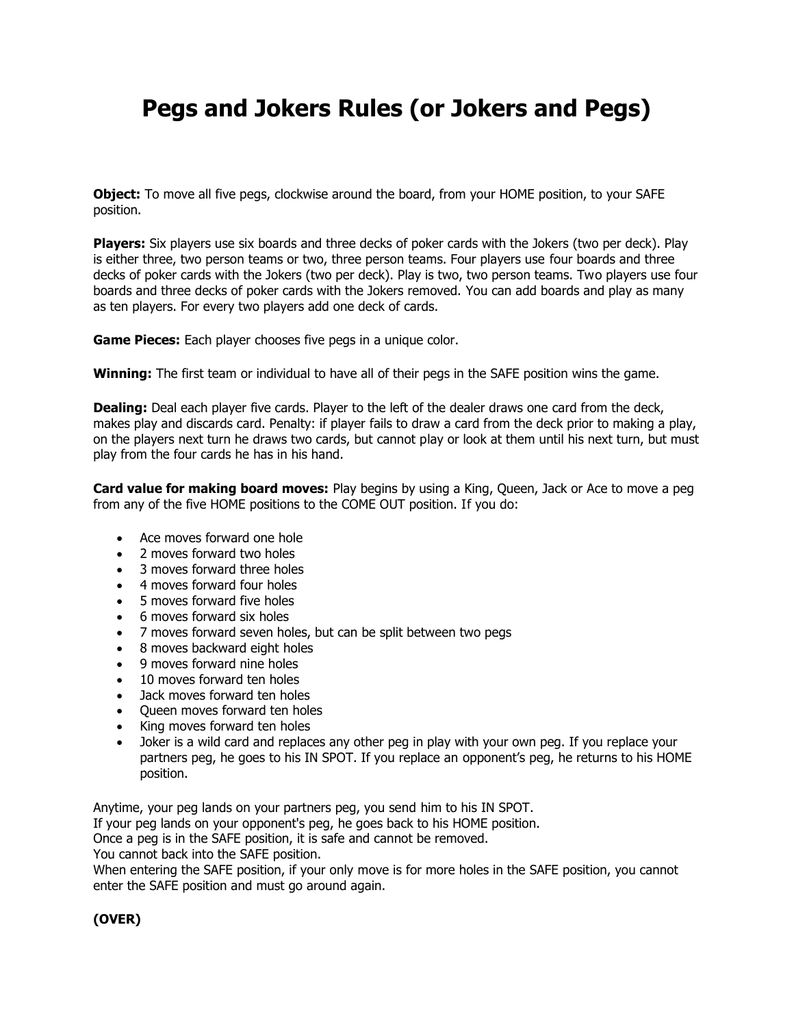# Pegs and Jokers Rules (or Jokers and Pegs)

**Object:** To move all five pegs, clockwise around the board, from your HOME position, to your SAFE position.

**Players:** Six players use six boards and three decks of poker cards with the Jokers (two per deck). Play is either three, two person teams or two, three person teams. Four players use four boards and three decks of poker cards with the Jokers (two per deck). Play is two, two person teams. Two players use four boards and three decks of poker cards with the Jokers removed. You can add boards and play as many as ten players. For every two players add one deck of cards.

**Game Pieces:** Each player chooses five pegs in a unique color.

**Winning:** The first team or individual to have all of their pegs in the SAFE position wins the game.

**Dealing:** Deal each player five cards. Player to the left of the dealer draws one card from the deck, makes play and discards card. Penalty: if player fails to draw a card from the deck prior to making a play, on the players next turn he draws two cards, but cannot play or look at them until his next turn, but must play from the four cards he has in his hand.

**Card value for making board moves:** Play begins by using a King, Queen, Jack or Ace to move a peg from any of the five HOME positions to the COME OUT position. If you do:

- Ace moves forward one hole
- 2 moves forward two holes
- 3 moves forward three holes
- 4 moves forward four holes
- 5 moves forward five holes
- 6 moves forward six holes
- 7 moves forward seven holes, but can be split between two pegs
- 8 moves backward eight holes
- 9 moves forward nine holes
- 10 moves forward ten holes
- Jack moves forward ten holes
- Queen moves forward ten holes
- King moves forward ten holes
- Joker is a wild card and replaces any other peg in play with your own peg. If you replace your partners peg, he goes to his IN SPOT. If you replace an opponent's peg, he returns to his HOME position.

Anytime, your peg lands on your partners peg, you send him to his IN SPOT.
If your peg lands on your opponent's peg, he goes back to his HOME position.
Once a peg is in the SAFE position, it is safe and cannot be removed.
You cannot back into the SAFE position.
When entering the SAFE position, if your only move is for more holes in the SAFE position, you cannot enter the SAFE position and must go around again.

**(OVER)**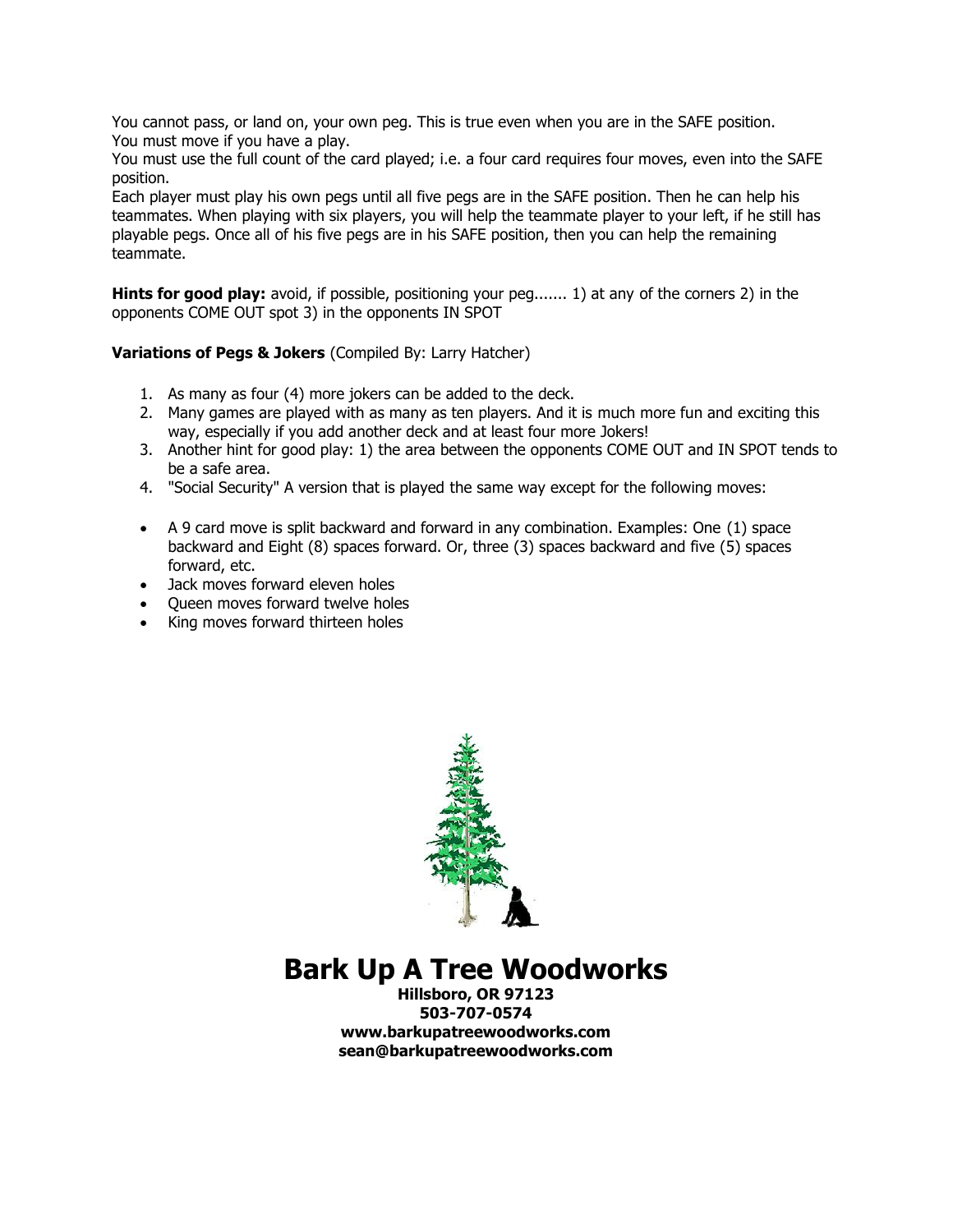You cannot pass, or land on, your own peg. This is true even when you are in the SAFE position.
You must move if you have a play.
You must use the full count of the card played; i.e. a four card requires four moves, even into the SAFE position.
Each player must play his own pegs until all five pegs are in the SAFE position. Then he can help his teammates. When playing with six players, you will help the teammate player to your left, if he still has playable pegs. Once all of his five pegs are in his SAFE position, then you can help the remaining teammate.

**Hints for good play:** avoid, if possible, positioning your peg....... 1) at any of the corners 2) in the opponents COME OUT spot 3) in the opponents IN SPOT

**Variations of Pegs & Jokers** (Compiled By: Larry Hatcher)

1. As many as four (4) more jokers can be added to the deck.
2. Many games are played with as many as ten players. And it is much more fun and exciting this way, especially if you add another deck and at least four more Jokers!
3. Another hint for good play: 1) the area between the opponents COME OUT and IN SPOT tends to be a safe area.
4. "Social Security" A version that is played the same way except for the following moves:

- A 9 card move is split backward and forward in any combination. Examples: One (1) space backward and Eight (8) spaces forward. Or, three (3) spaces backward and five (5) spaces forward, etc.
- Jack moves forward eleven holes
- Queen moves forward twelve holes
- King moves forward thirteen holes

# Bark Up A Tree Woodworks

**Hillsboro, OR 97123**
**503-707-0574**
**www.barkupatreewoodworks.com**
**sean@barkupatreewoodworks.com**